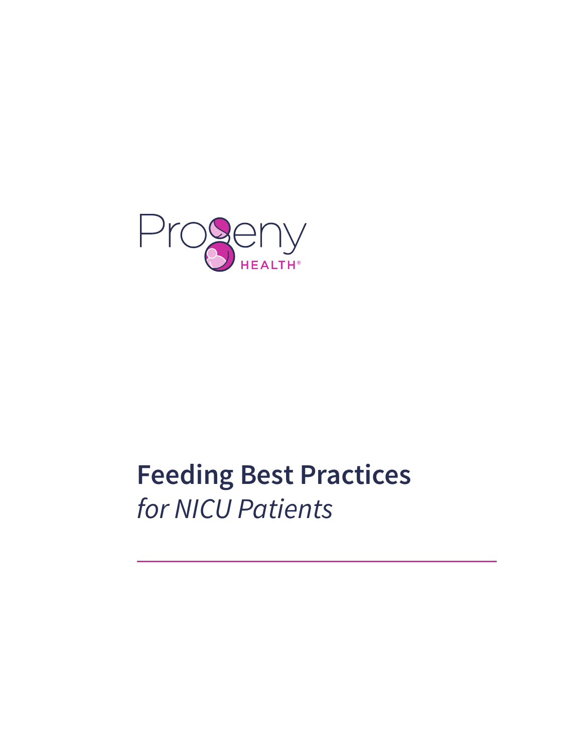Progeny HEALTH®

# Feeding Best Practices

*for NICU Patients*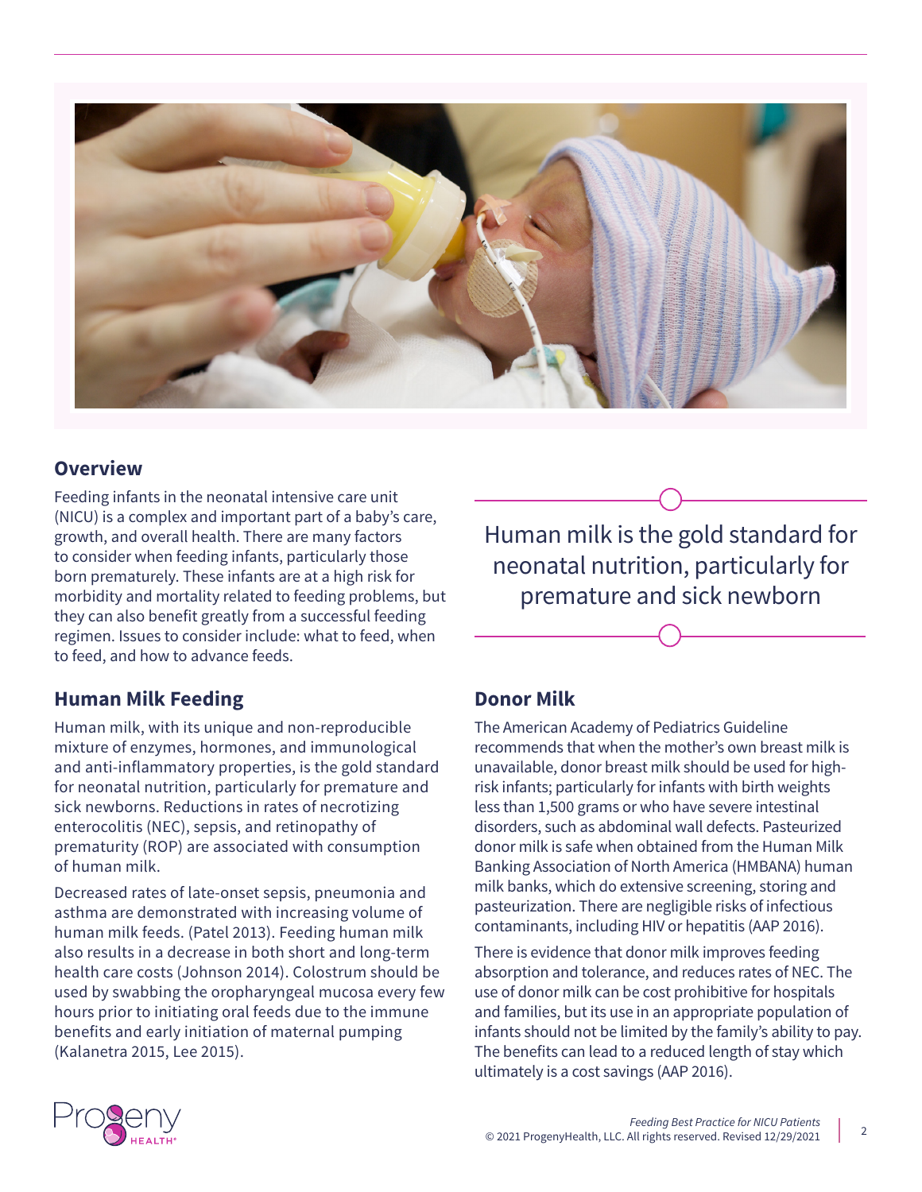## Overview

Feeding infants in the neonatal intensive care unit (NICU) is a complex and important part of a baby's care, growth, and overall health. There are many factors to consider when feeding infants, particularly those born prematurely. These infants are at a high risk for morbidity and mortality related to feeding problems, but they can also benefit greatly from a successful feeding regimen. Issues to consider include: what to feed, when to feed, and how to advance feeds.

Human milk is the gold standard for neonatal nutrition, particularly for premature and sick newborn

## Human Milk Feeding

Human milk, with its unique and non-reproducible mixture of enzymes, hormones, and immunological and anti-inflammatory properties, is the gold standard for neonatal nutrition, particularly for premature and sick newborns. Reductions in rates of necrotizing enterocolitis (NEC), sepsis, and retinopathy of prematurity (ROP) are associated with consumption of human milk.

Decreased rates of late-onset sepsis, pneumonia and asthma are demonstrated with increasing volume of human milk feeds. (Patel 2013). Feeding human milk also results in a decrease in both short and long-term health care costs (Johnson 2014). Colostrum should be used by swabbing the oropharyngeal mucosa every few hours prior to initiating oral feeds due to the immune benefits and early initiation of maternal pumping (Kalanetra 2015, Lee 2015).

## Donor Milk

The American Academy of Pediatrics Guideline recommends that when the mother's own breast milk is unavailable, donor breast milk should be used for high-risk infants; particularly for infants with birth weights less than 1,500 grams or who have severe intestinal disorders, such as abdominal wall defects. Pasteurized donor milk is safe when obtained from the Human Milk Banking Association of North America (HMBANA) human milk banks, which do extensive screening, storing and pasteurization. There are negligible risks of infectious contaminants, including HIV or hepatitis (AAP 2016).

There is evidence that donor milk improves feeding absorption and tolerance, and reduces rates of NEC. The use of donor milk can be cost prohibitive for hospitals and families, but its use in an appropriate population of infants should not be limited by the family's ability to pay. The benefits can lead to a reduced length of stay which ultimately is a cost savings (AAP 2016).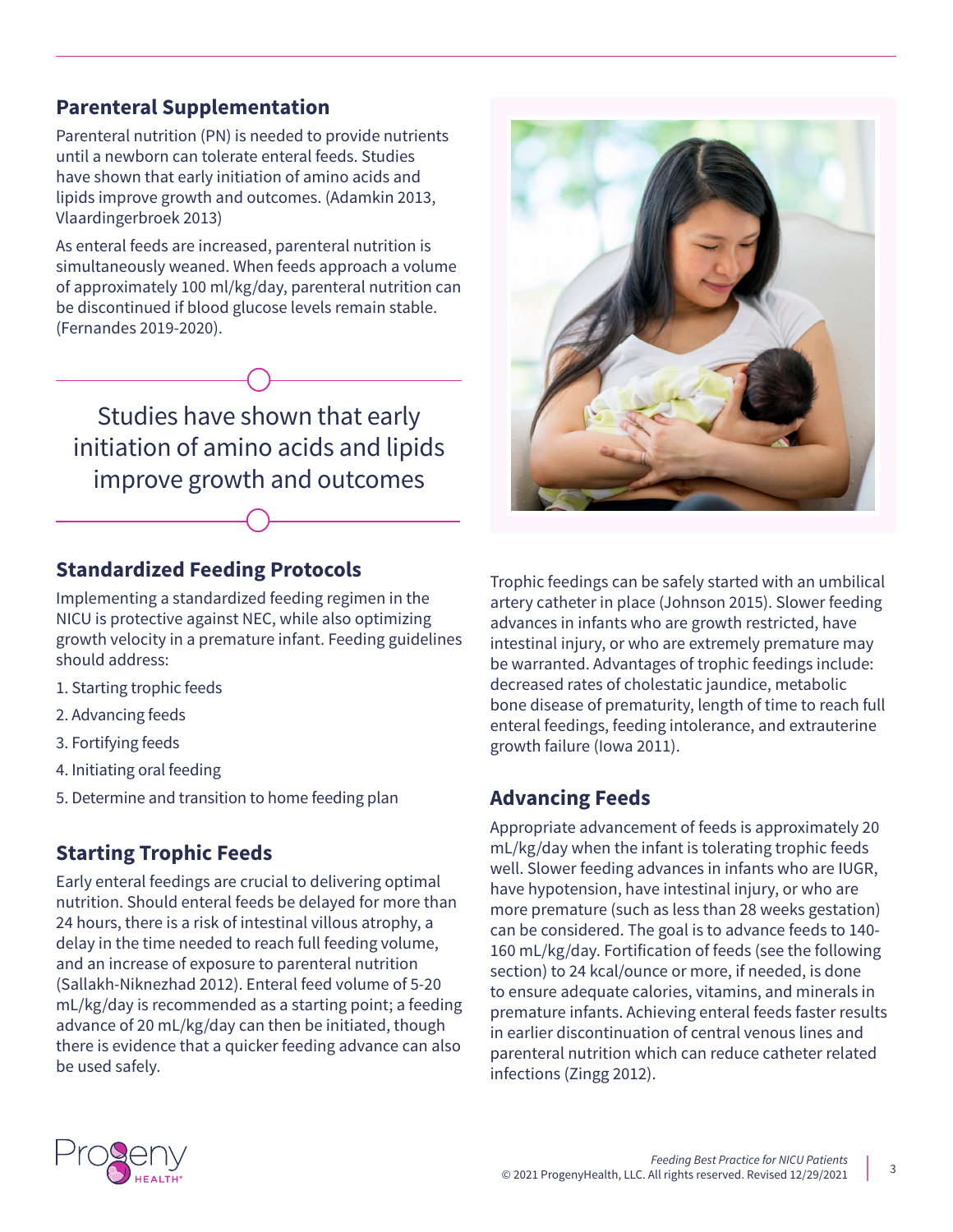## Parenteral Supplementation

Parenteral nutrition (PN) is needed to provide nutrients until a newborn can tolerate enteral feeds. Studies have shown that early initiation of amino acids and lipids improve growth and outcomes. (Adamkin 2013, Vlaardingerbroek 2013)

As enteral feeds are increased, parenteral nutrition is simultaneously weaned. When feeds approach a volume of approximately 100 ml/kg/day, parenteral nutrition can be discontinued if blood glucose levels remain stable. (Fernandes 2019-2020).

> Studies have shown that early initiation of amino acids and lipids improve growth and outcomes

## Standardized Feeding Protocols

Implementing a standardized feeding regimen in the NICU is protective against NEC, while also optimizing growth velocity in a premature infant. Feeding guidelines should address:

1. Starting trophic feeds
2. Advancing feeds
3. Fortifying feeds
4. Initiating oral feeding
5. Determine and transition to home feeding plan

## Starting Trophic Feeds

Early enteral feedings are crucial to delivering optimal nutrition. Should enteral feeds be delayed for more than 24 hours, there is a risk of intestinal villous atrophy, a delay in the time needed to reach full feeding volume, and an increase of exposure to parenteral nutrition (Sallakh-Niknezhad 2012). Enteral feed volume of 5-20 mL/kg/day is recommended as a starting point; a feeding advance of 20 mL/kg/day can then be initiated, though there is evidence that a quicker feeding advance can also be used safely.

Trophic feedings can be safely started with an umbilical artery catheter in place (Johnson 2015). Slower feeding advances in infants who are growth restricted, have intestinal injury, or who are extremely premature may be warranted. Advantages of trophic feedings include: decreased rates of cholestatic jaundice, metabolic bone disease of prematurity, length of time to reach full enteral feedings, feeding intolerance, and extrauterine growth failure (Iowa 2011).

## Advancing Feeds

Appropriate advancement of feeds is approximately 20 mL/kg/day when the infant is tolerating trophic feeds well. Slower feeding advances in infants who are IUGR, have hypotension, have intestinal injury, or who are more premature (such as less than 28 weeks gestation) can be considered. The goal is to advance feeds to 140-160 mL/kg/day. Fortification of feeds (see the following section) to 24 kcal/ounce or more, if needed, is done to ensure adequate calories, vitamins, and minerals in premature infants. Achieving enteral feeds faster results in earlier discontinuation of central venous lines and parenteral nutrition which can reduce catheter related infections (Zingg 2012).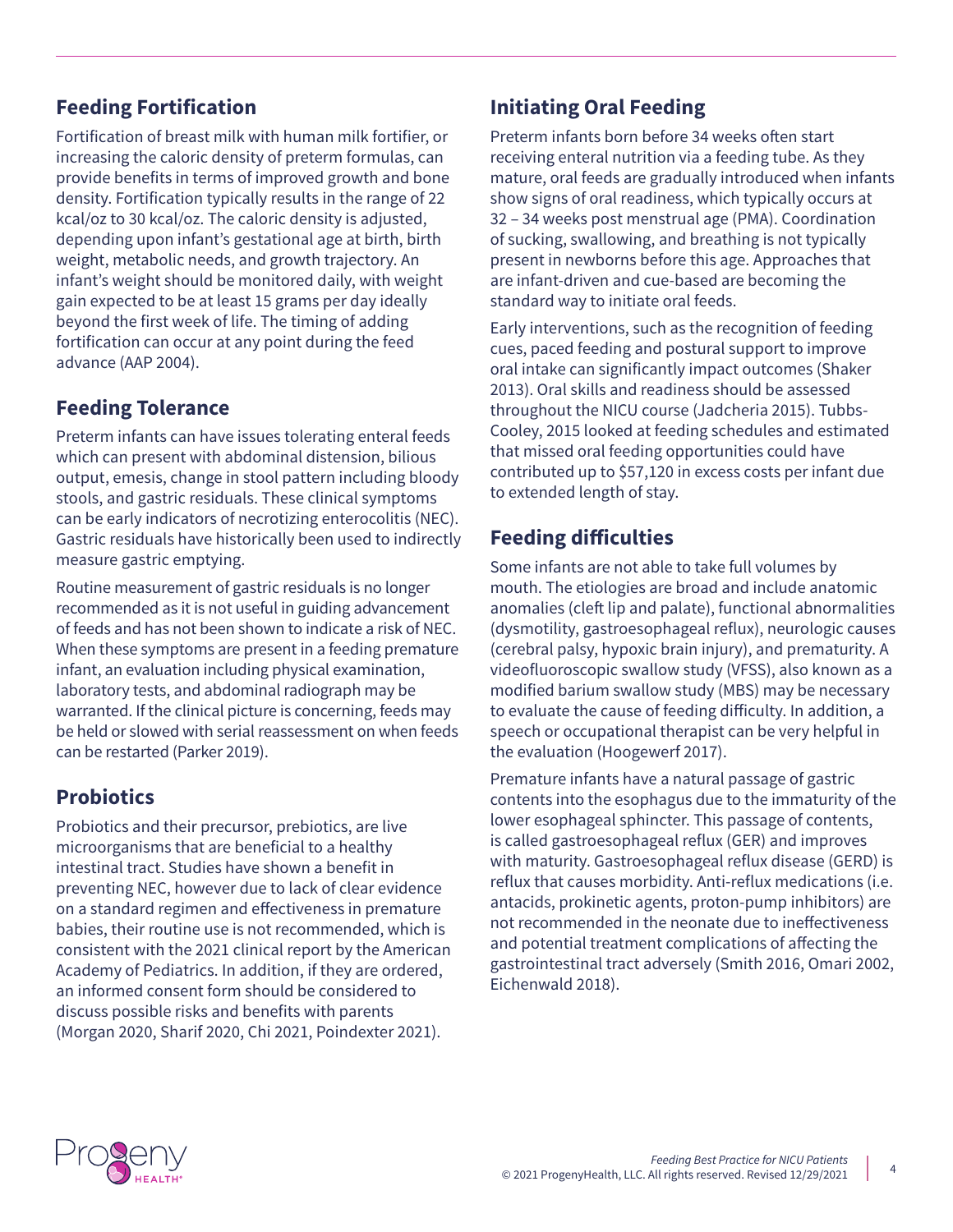## Feeding Fortification

Fortification of breast milk with human milk fortifier, or increasing the caloric density of preterm formulas, can provide benefits in terms of improved growth and bone density. Fortification typically results in the range of 22 kcal/oz to 30 kcal/oz. The caloric density is adjusted, depending upon infant's gestational age at birth, birth weight, metabolic needs, and growth trajectory. An infant's weight should be monitored daily, with weight gain expected to be at least 15 grams per day ideally beyond the first week of life. The timing of adding fortification can occur at any point during the feed advance (AAP 2004).

## Feeding Tolerance

Preterm infants can have issues tolerating enteral feeds which can present with abdominal distension, bilious output, emesis, change in stool pattern including bloody stools, and gastric residuals. These clinical symptoms can be early indicators of necrotizing enterocolitis (NEC). Gastric residuals have historically been used to indirectly measure gastric emptying.

Routine measurement of gastric residuals is no longer recommended as it is not useful in guiding advancement of feeds and has not been shown to indicate a risk of NEC. When these symptoms are present in a feeding premature infant, an evaluation including physical examination, laboratory tests, and abdominal radiograph may be warranted. If the clinical picture is concerning, feeds may be held or slowed with serial reassessment on when feeds can be restarted (Parker 2019).

## Probiotics

Probiotics and their precursor, prebiotics, are live microorganisms that are beneficial to a healthy intestinal tract. Studies have shown a benefit in preventing NEC, however due to lack of clear evidence on a standard regimen and effectiveness in premature babies, their routine use is not recommended, which is consistent with the 2021 clinical report by the American Academy of Pediatrics. In addition, if they are ordered, an informed consent form should be considered to discuss possible risks and benefits with parents (Morgan 2020, Sharif 2020, Chi 2021, Poindexter 2021).

## Initiating Oral Feeding

Preterm infants born before 34 weeks often start receiving enteral nutrition via a feeding tube. As they mature, oral feeds are gradually introduced when infants show signs of oral readiness, which typically occurs at 32 – 34 weeks post menstrual age (PMA). Coordination of sucking, swallowing, and breathing is not typically present in newborns before this age. Approaches that are infant-driven and cue-based are becoming the standard way to initiate oral feeds.

Early interventions, such as the recognition of feeding cues, paced feeding and postural support to improve oral intake can significantly impact outcomes (Shaker 2013). Oral skills and readiness should be assessed throughout the NICU course (Jadcheria 2015). Tubbs-Cooley, 2015 looked at feeding schedules and estimated that missed oral feeding opportunities could have contributed up to $57,120 in excess costs per infant due to extended length of stay.

## Feeding difficulties

Some infants are not able to take full volumes by mouth. The etiologies are broad and include anatomic anomalies (cleft lip and palate), functional abnormalities (dysmotility, gastroesophageal reflux), neurologic causes (cerebral palsy, hypoxic brain injury), and prematurity. A videofluoroscopic swallow study (VFSS), also known as a modified barium swallow study (MBS) may be necessary to evaluate the cause of feeding difficulty. In addition, a speech or occupational therapist can be very helpful in the evaluation (Hoogewerf 2017).

Premature infants have a natural passage of gastric contents into the esophagus due to the immaturity of the lower esophageal sphincter. This passage of contents, is called gastroesophageal reflux (GER) and improves with maturity. Gastroesophageal reflux disease (GERD) is reflux that causes morbidity. Anti-reflux medications (i.e. antacids, prokinetic agents, proton-pump inhibitors) are not recommended in the neonate due to ineffectiveness and potential treatment complications of affecting the gastrointestinal tract adversely (Smith 2016, Omari 2002, Eichenwald 2018).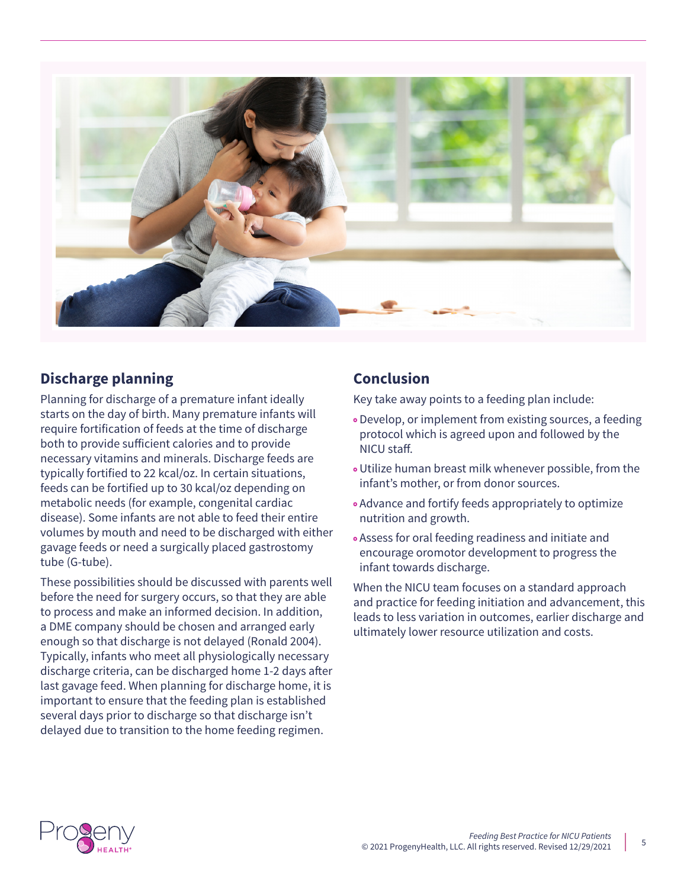## Discharge planning

Planning for discharge of a premature infant ideally starts on the day of birth. Many premature infants will require fortification of feeds at the time of discharge both to provide sufficient calories and to provide necessary vitamins and minerals. Discharge feeds are typically fortified to 22 kcal/oz. In certain situations, feeds can be fortified up to 30 kcal/oz depending on metabolic needs (for example, congenital cardiac disease). Some infants are not able to feed their entire volumes by mouth and need to be discharged with either gavage feeds or need a surgically placed gastrostomy tube (G-tube).

These possibilities should be discussed with parents well before the need for surgery occurs, so that they are able to process and make an informed decision. In addition, a DME company should be chosen and arranged early enough so that discharge is not delayed (Ronald 2004). Typically, infants who meet all physiologically necessary discharge criteria, can be discharged home 1-2 days after last gavage feed. When planning for discharge home, it is important to ensure that the feeding plan is established several days prior to discharge so that discharge isn't delayed due to transition to the home feeding regimen.

## Conclusion

Key take away points to a feeding plan include:

- Develop, or implement from existing sources, a feeding protocol which is agreed upon and followed by the NICU staff.
- Utilize human breast milk whenever possible, from the infant's mother, or from donor sources.
- Advance and fortify feeds appropriately to optimize nutrition and growth.
- Assess for oral feeding readiness and initiate and encourage oromotor development to progress the infant towards discharge.

When the NICU team focuses on a standard approach and practice for feeding initiation and advancement, this leads to less variation in outcomes, earlier discharge and ultimately lower resource utilization and costs.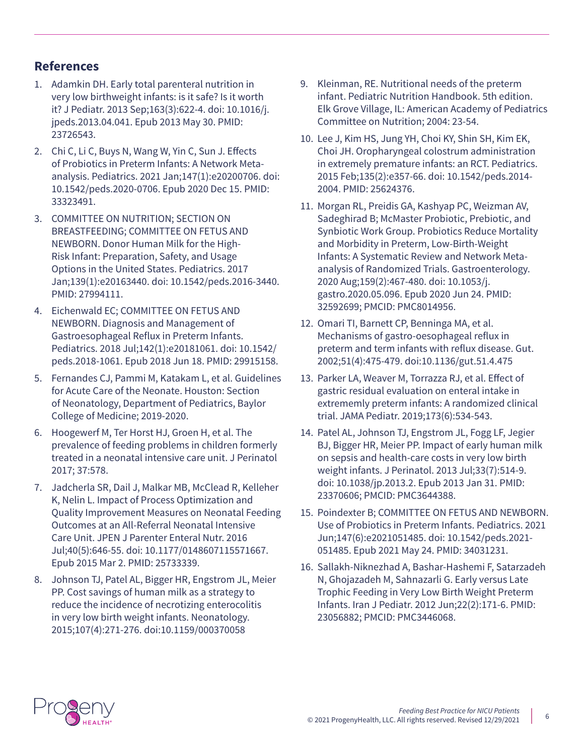## References

1. Adamkin DH. Early total parenteral nutrition in very low birthweight infants: is it safe? Is it worth it? J Pediatr. 2013 Sep;163(3):622-4. doi: 10.1016/j.jpeds.2013.04.041. Epub 2013 May 30. PMID: 23726543.
2. Chi C, Li C, Buys N, Wang W, Yin C, Sun J. Effects of Probiotics in Preterm Infants: A Network Meta-analysis. Pediatrics. 2021 Jan;147(1):e20200706. doi: 10.1542/peds.2020-0706. Epub 2020 Dec 15. PMID: 33323491.
3. COMMITTEE ON NUTRITION; SECTION ON BREASTFEEDING; COMMITTEE ON FETUS AND NEWBORN. Donor Human Milk for the High-Risk Infant: Preparation, Safety, and Usage Options in the United States. Pediatrics. 2017 Jan;139(1):e20163440. doi: 10.1542/peds.2016-3440. PMID: 27994111.
4. Eichenwald EC; COMMITTEE ON FETUS AND NEWBORN. Diagnosis and Management of Gastroesophageal Reflux in Preterm Infants. Pediatrics. 2018 Jul;142(1):e20181061. doi: 10.1542/peds.2018-1061. Epub 2018 Jun 18. PMID: 29915158.
5. Fernandes CJ, Pammi M, Katakam L, et al. Guidelines for Acute Care of the Neonate. Houston: Section of Neonatology, Department of Pediatrics, Baylor College of Medicine; 2019-2020.
6. Hoogewerf M, Ter Horst HJ, Groen H, et al. The prevalence of feeding problems in children formerly treated in a neonatal intensive care unit. J Perinatol 2017; 37:578.
7. Jadcherla SR, Dail J, Malkar MB, McClead R, Kelleher K, Nelin L. Impact of Process Optimization and Quality Improvement Measures on Neonatal Feeding Outcomes at an All-Referral Neonatal Intensive Care Unit. JPEN J Parenter Enteral Nutr. 2016 Jul;40(5):646-55. doi: 10.1177/0148607115571667. Epub 2015 Mar 2. PMID: 25733339.
8. Johnson TJ, Patel AL, Bigger HR, Engstrom JL, Meier PP. Cost savings of human milk as a strategy to reduce the incidence of necrotizing enterocolitis in very low birth weight infants. Neonatology. 2015;107(4):271-276. doi:10.1159/000370058
9. Kleinman, RE. Nutritional needs of the preterm infant. Pediatric Nutrition Handbook. 5th edition. Elk Grove Village, IL: American Academy of Pediatrics Committee on Nutrition; 2004: 23-54.
10. Lee J, Kim HS, Jung YH, Choi KY, Shin SH, Kim EK, Choi JH. Oropharyngeal colostrum administration in extremely premature infants: an RCT. Pediatrics. 2015 Feb;135(2):e357-66. doi: 10.1542/peds.2014-2004. PMID: 25624376.
11. Morgan RL, Preidis GA, Kashyap PC, Weizman AV, Sadeghirad B; McMaster Probiotic, Prebiotic, and Synbiotic Work Group. Probiotics Reduce Mortality and Morbidity in Preterm, Low-Birth-Weight Infants: A Systematic Review and Network Meta-analysis of Randomized Trials. Gastroenterology. 2020 Aug;159(2):467-480. doi: 10.1053/j.gastro.2020.05.096. Epub 2020 Jun 24. PMID: 32592699; PMCID: PMC8014956.
12. Omari TI, Barnett CP, Benninga MA, et al. Mechanisms of gastro-oesophageal reflux in preterm and term infants with reflux disease. Gut. 2002;51(4):475-479. doi:10.1136/gut.51.4.475
13. Parker LA, Weaver M, Torrazza RJ, et al. Effect of gastric residual evaluation on enteral intake in extrememly preterm infants: A randomized clinical trial. JAMA Pediatr. 2019;173(6):534-543.
14. Patel AL, Johnson TJ, Engstrom JL, Fogg LF, Jegier BJ, Bigger HR, Meier PP. Impact of early human milk on sepsis and health-care costs in very low birth weight infants. J Perinatol. 2013 Jul;33(7):514-9. doi: 10.1038/jp.2013.2. Epub 2013 Jan 31. PMID: 23370606; PMCID: PMC3644388.
15. Poindexter B; COMMITTEE ON FETUS AND NEWBORN. Use of Probiotics in Preterm Infants. Pediatrics. 2021 Jun;147(6):e2021051485. doi: 10.1542/peds.2021-051485. Epub 2021 May 24. PMID: 34031231.
16. Sallakh-Niknezhad A, Bashar-Hashemi F, Satarzadeh N, Ghojazadeh M, Sahnazarli G. Early versus Late Trophic Feeding in Very Low Birth Weight Preterm Infants. Iran J Pediatr. 2012 Jun;22(2):171-6. PMID: 23056882; PMCID: PMC3446068.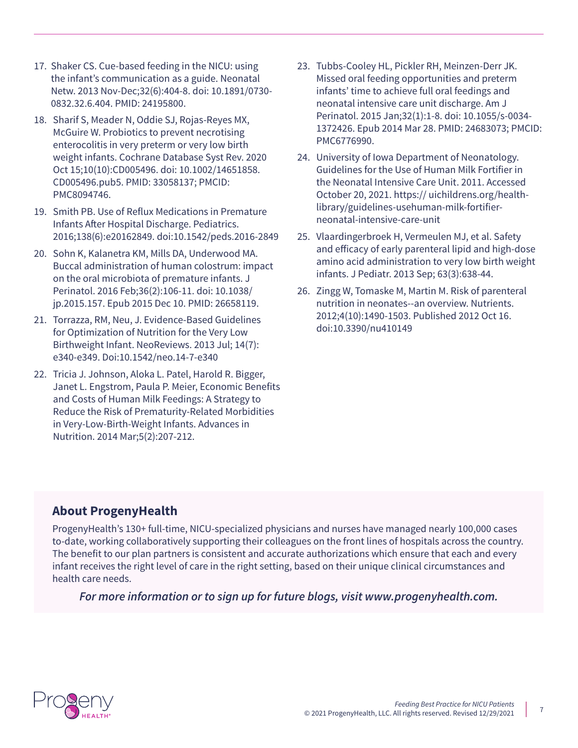17. Shaker CS. Cue-based feeding in the NICU: using the infant's communication as a guide. Neonatal Netw. 2013 Nov-Dec;32(6):404-8. doi: 10.1891/0730-0832.32.6.404. PMID: 24195800.
18. Sharif S, Meader N, Oddie SJ, Rojas-Reyes MX, McGuire W. Probiotics to prevent necrotising enterocolitis in very preterm or very low birth weight infants. Cochrane Database Syst Rev. 2020 Oct 15;10(10):CD005496. doi: 10.1002/14651858.CD005496.pub5. PMID: 33058137; PMCID: PMC8094746.
19. Smith PB. Use of Reflux Medications in Premature Infants After Hospital Discharge. Pediatrics. 2016;138(6):e20162849. doi:10.1542/peds.2016-2849
20. Sohn K, Kalanetra KM, Mills DA, Underwood MA. Buccal administration of human colostrum: impact on the oral microbiota of premature infants. J Perinatol. 2016 Feb;36(2):106-11. doi: 10.1038/jp.2015.157. Epub 2015 Dec 10. PMID: 26658119.
21. Torrazza, RM, Neu, J. Evidence-Based Guidelines for Optimization of Nutrition for the Very Low Birthweight Infant. NeoReviews. 2013 Jul; 14(7): e340-e349. Doi:10.1542/neo.14-7-e340
22. Tricia J. Johnson, Aloka L. Patel, Harold R. Bigger, Janet L. Engstrom, Paula P. Meier, Economic Benefits and Costs of Human Milk Feedings: A Strategy to Reduce the Risk of Prematurity-Related Morbidities in Very-Low-Birth-Weight Infants. Advances in Nutrition. 2014 Mar;5(2):207-212.
23. Tubbs-Cooley HL, Pickler RH, Meinzen-Derr JK. Missed oral feeding opportunities and preterm infants' time to achieve full oral feedings and neonatal intensive care unit discharge. Am J Perinatol. 2015 Jan;32(1):1-8. doi: 10.1055/s-0034-1372426. Epub 2014 Mar 28. PMID: 24683073; PMCID: PMC6776990.
24. University of Iowa Department of Neonatology. Guidelines for the Use of Human Milk Fortifier in the Neonatal Intensive Care Unit. 2011. Accessed October 20, 2021. https:// uichildrens.org/health-library/guidelines-usehuman-milk-fortifier-neonatal-intensive-care-unit
25. Vlaardingerbroek H, Vermeulen MJ, et al. Safety and efficacy of early parenteral lipid and high-dose amino acid administration to very low birth weight infants. J Pediatr. 2013 Sep; 63(3):638-44.
26. Zingg W, Tomaske M, Martin M. Risk of parenteral nutrition in neonates--an overview. Nutrients. 2012;4(10):1490-1503. Published 2012 Oct 16. doi:10.3390/nu410149

## About ProgenyHealth

ProgenyHealth's 130+ full-time, NICU-specialized physicians and nurses have managed nearly 100,000 cases to-date, working collaboratively supporting their colleagues on the front lines of hospitals across the country. The benefit to our plan partners is consistent and accurate authorizations which ensure that each and every infant receives the right level of care in the right setting, based on their unique clinical circumstances and health care needs.

***For more information or to sign up for future blogs, visit www.progenyhealth.com.***